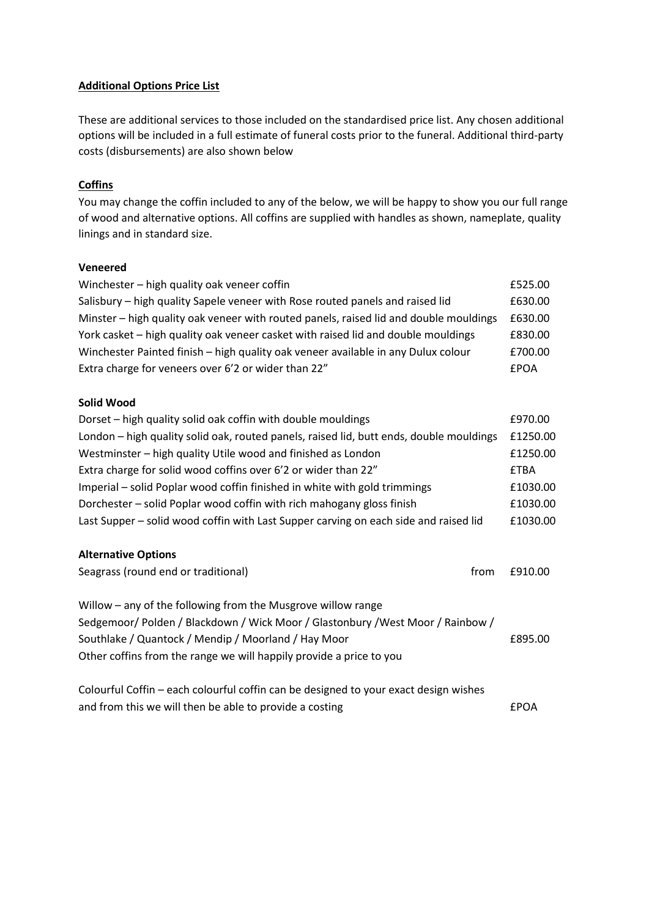**Additional Options Price List**

These are additional services to those included on the standardised price list. Any chosen additional options will be included in a full estimate of funeral costs prior to the funeral. Additional third-party costs (disbursements) are also shown below

**Coffins**

You may change the coffin included to any of the below, we will be happy to show you our full range of wood and alternative options. All coffins are supplied with handles as shown, nameplate, quality linings and in standard size.

**Veneered**

| | |
|---|---|
| Winchester – high quality oak veneer coffin | £525.00 |
| Salisbury – high quality Sapele veneer with Rose routed panels and raised lid | £630.00 |
| Minster – high quality oak veneer with routed panels, raised lid and double mouldings | £630.00 |
| York casket – high quality oak veneer casket with raised lid and double mouldings | £830.00 |
| Winchester Painted finish – high quality oak veneer available in any Dulux colour | £700.00 |
| Extra charge for veneers over 6'2 or wider than 22" | £POA |

**Solid Wood**

| | |
|---|---|
| Dorset – high quality solid oak coffin with double mouldings | £970.00 |
| London – high quality solid oak, routed panels, raised lid, butt ends, double mouldings | £1250.00 |
| Westminster – high quality Utile wood and finished as London | £1250.00 |
| Extra charge for solid wood coffins over 6'2 or wider than 22" | £TBA |
| Imperial – solid Poplar wood coffin finished in white with gold trimmings | £1030.00 |
| Dorchester – solid Poplar wood coffin with rich mahogany gloss finish | £1030.00 |
| Last Supper – solid wood coffin with Last Supper carving on each side and raised lid | £1030.00 |

**Alternative Options**

| | |
|---|---|
| Seagrass (round end or traditional) from | £910.00 |
| Willow – any of the following from the Musgrove willow range Sedgemoor/ Polden / Blackdown / Wick Moor / Glastonbury /West Moor / Rainbow / Southlake / Quantock / Mendip / Moorland / Hay Moor | £895.00 |

Other coffins from the range we will happily provide a price to you

| | |
|---|---|
| Colourful Coffin – each colourful coffin can be designed to your exact design wishes and from this we will then be able to provide a costing | £POA |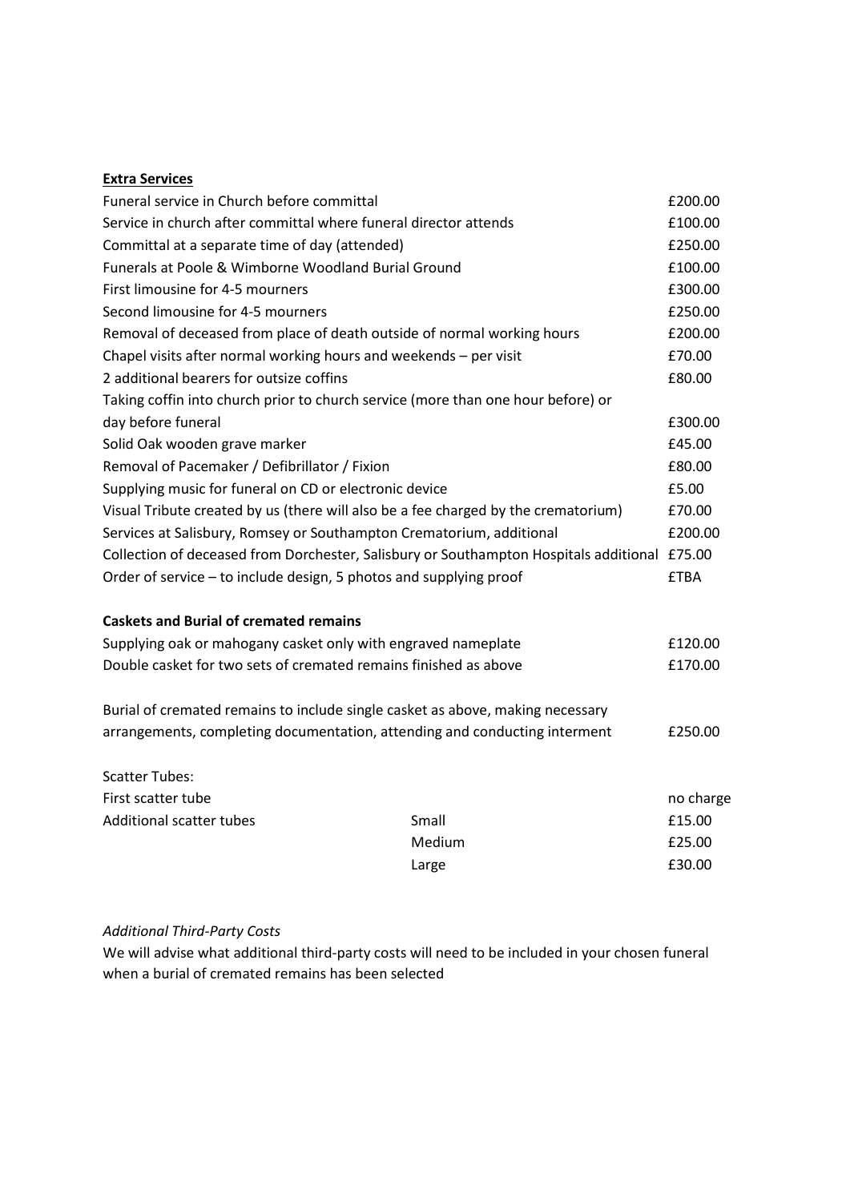**<u>Extra Services</u>**

| | |
|---|---|
| Funeral service in Church before committal | £200.00 |
| Service in church after committal where funeral director attends | £100.00 |
| Committal at a separate time of day (attended) | £250.00 |
| Funerals at Poole & Wimborne Woodland Burial Ground | £100.00 |
| First limousine for 4-5 mourners | £300.00 |
| Second limousine for 4-5 mourners | £250.00 |
| Removal of deceased from place of death outside of normal working hours | £200.00 |
| Chapel visits after normal working hours and weekends – per visit | £70.00 |
| 2 additional bearers for outsize coffins | £80.00 |
| Taking coffin into church prior to church service (more than one hour before) or day before funeral | £300.00 |
| Solid Oak wooden grave marker | £45.00 |
| Removal of Pacemaker / Defibrillator / Fixion | £80.00 |
| Supplying music for funeral on CD or electronic device | £5.00 |
| Visual Tribute created by us (there will also be a fee charged by the crematorium) | £70.00 |
| Services at Salisbury, Romsey or Southampton Crematorium, additional | £200.00 |
| Collection of deceased from Dorchester, Salisbury or Southampton Hospitals additional | £75.00 |
| Order of service – to include design, 5 photos and supplying proof | £TBA |

**Caskets and Burial of cremated remains**

| | |
|---|---|
| Supplying oak or mahogany casket only with engraved nameplate | £120.00 |
| Double casket for two sets of cremated remains finished as above | £170.00 |
| Burial of cremated remains to include single casket as above, making necessary arrangements, completing documentation, attending and conducting interment | £250.00 |

Scatter Tubes:

| | | |
|---|---|---|
| First scatter tube | | no charge |
| Additional scatter tubes | Small | £15.00 |
| | Medium | £25.00 |
| | Large | £30.00 |

*Additional Third-Party Costs*

We will advise what additional third-party costs will need to be included in your chosen funeral when a burial of cremated remains has been selected